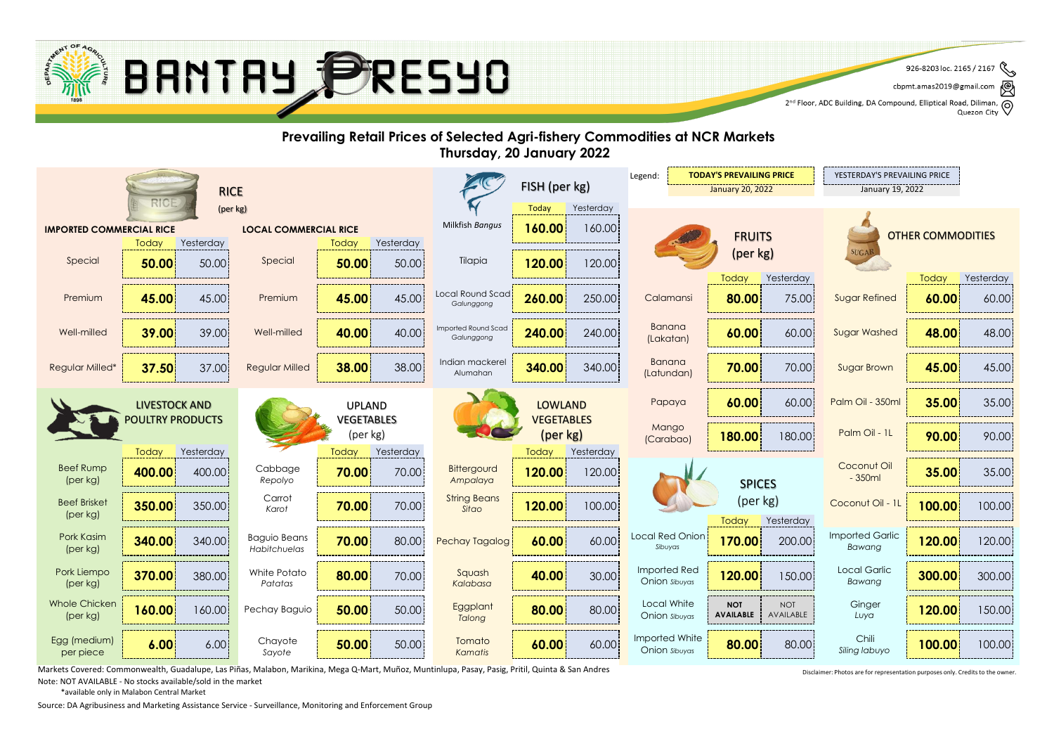# BANTAY PRESYO

926-8203 loc. 2165 / 2167
cbpmt.amas2019@gmail.com
2nd Floor, ADC Building, DA Compound, Elliptical Road, Diliman, Quezon City

## Prevailing Retail Prices of Selected Agri-fishery Commodities at NCR Markets
### Thursday, 20 January 2022

Legend: **TODAY'S PREVAILING PRICE** January 20, 2022 | YESTERDAY'S PREVAILING PRICE January 19, 2022

### RICE (per kg)

| IMPORTED COMMERCIAL RICE | Today | Yesterday | LOCAL COMMERCIAL RICE | Today | Yesterday |
|---|---|---|---|---|---|
| Special | **50.00** | 50.00 | Special | **50.00** | 50.00 |
| Premium | **45.00** | 45.00 | Premium | **45.00** | 45.00 |
| Well-milled | **39.00** | 39.00 | Well-milled | **40.00** | 40.00 |
| Regular Milled* | **37.50** | 37.00 | Regular Milled | **38.00** | 38.00 |

### FISH (per kg)

| Commodity | Today | Yesterday |
|---|---|---|
| Milkfish *Bangus* | **160.00** | 160.00 |
| Tilapia | **120.00** | 120.00 |
| Local Round Scad *Galunggong* | **260.00** | 250.00 |
| Imported Round Scad *Galunggong* | **240.00** | 240.00 |
| Indian mackerel *Alumahan* | **340.00** | 340.00 |

### FRUITS (per kg)

| Commodity | Today | Yesterday |
|---|---|---|
| Calamansi | **80.00** | 75.00 |
| Banana (Lakatan) | **60.00** | 60.00 |
| Banana (Latundan) | **70.00** | 70.00 |
| Papaya | **60.00** | 60.00 |
| Mango (Carabao) | **180.00** | 180.00 |

### OTHER COMMODITIES

| Commodity | Today | Yesterday |
|---|---|---|
| Sugar Refined | **60.00** | 60.00 |
| Sugar Washed | **48.00** | 48.00 |
| Sugar Brown | **45.00** | 45.00 |
| Palm Oil - 350ml | **35.00** | 35.00 |
| Palm Oil - 1L | **90.00** | 90.00 |
| Coconut Oil - 350ml | **35.00** | 35.00 |
| Coconut Oil - 1L | **100.00** | 100.00 |
| Imported Garlic *Bawang* | **120.00** | 120.00 |
| Local Garlic *Bawang* | **300.00** | 300.00 |
| Ginger *Luya* | **120.00** | 150.00 |
| Chili *Siling labuyo* | **100.00** | 100.00 |

### LIVESTOCK AND POULTRY PRODUCTS

| Commodity | Today | Yesterday |
|---|---|---|
| Beef Rump (per kg) | **400.00** | 400.00 |
| Beef Brisket (per kg) | **350.00** | 350.00 |
| Pork Kasim (per kg) | **340.00** | 340.00 |
| Pork Liempo (per kg) | **370.00** | 380.00 |
| Whole Chicken (per kg) | **160.00** | 160.00 |
| Egg (medium) per piece | **6.00** | 6.00 |

### UPLAND VEGETABLES (per kg)

| Commodity | Today | Yesterday |
|---|---|---|
| Cabbage *Repolyo* | **70.00** | 70.00 |
| Carrot *Karot* | **70.00** | 70.00 |
| Baguio Beans *Habitchuelas* | **70.00** | 80.00 |
| White Potato *Patatas* | **80.00** | 70.00 |
| Pechay Baguio | **50.00** | 50.00 |
| Chayote *Sayote* | **50.00** | 50.00 |

### LOWLAND VEGETABLES (per kg)

| Commodity | Today | Yesterday |
|---|---|---|
| Bittergourd *Ampalaya* | **120.00** | 120.00 |
| String Beans *Sitao* | **120.00** | 100.00 |
| Pechay Tagalog | **60.00** | 60.00 |
| Squash *Kalabasa* | **40.00** | 30.00 |
| Eggplant *Talong* | **80.00** | 80.00 |
| Tomato *Kamatis* | **60.00** | 60.00 |

### SPICES (per kg)

| Commodity | Today | Yesterday |
|---|---|---|
| Local Red Onion *Sibuyas* | **170.00** | 200.00 |
| Imported Red Onion *Sibuyas* | **120.00** | 150.00 |
| Local White Onion *Sibuyas* | **NOT AVAILABLE** | NOT AVAILABLE |
| Imported White Onion *Sibuyas* | **80.00** | 80.00 |

Markets Covered: Commonwealth, Guadalupe, Las Piñas, Malabon, Marikina, Mega Q-Mart, Muñoz, Muntinlupa, Pasay, Pasig, Pritil, Quinta & San Andres

Note: NOT AVAILABLE - No stocks available/sold in the market

*available only in Malabon Central Market

Source: DA Agribusiness and Marketing Assistance Service - Surveillance, Monitoring and Enforcement Group

Disclaimer: Photos are for representation purposes only. Credits to the owner.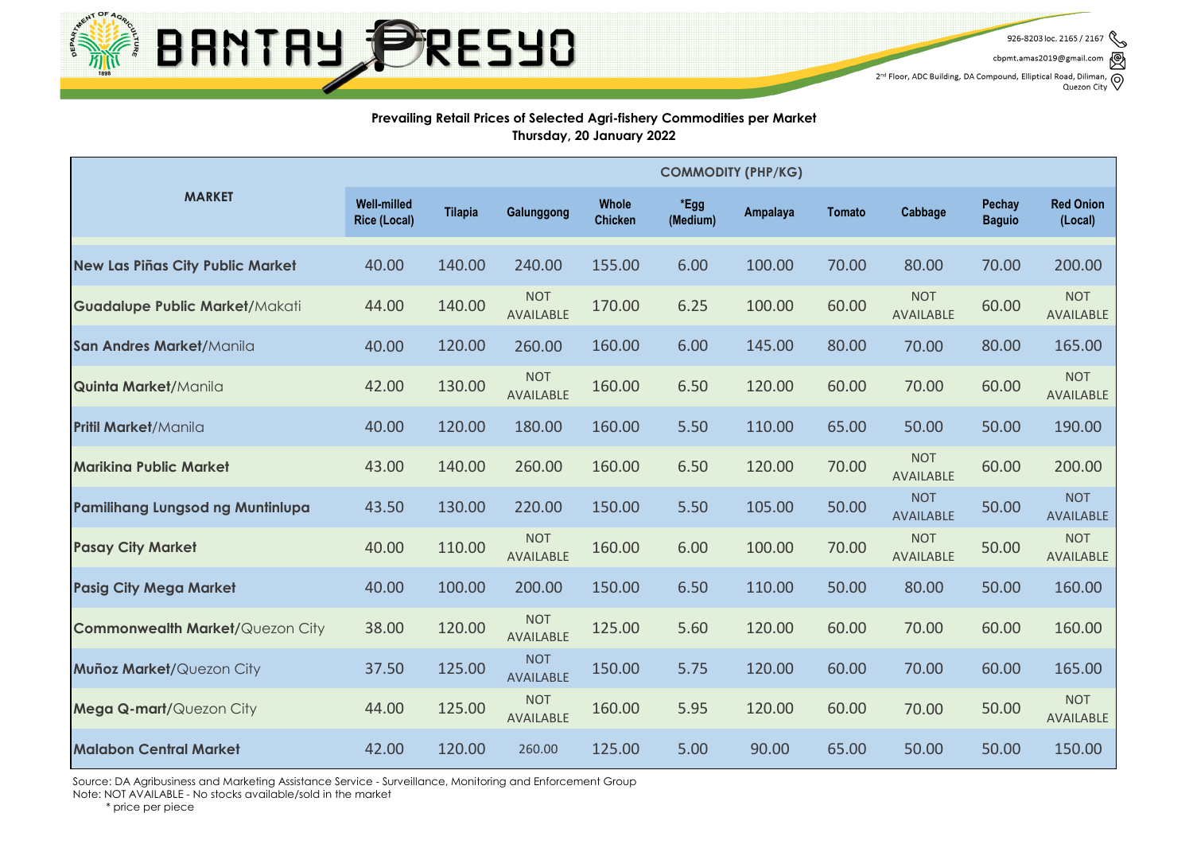# BANTAY PRESYO

926-8203 loc. 2165 / 2167
cbpmt.amas2019@gmail.com
2nd Floor, ADC Building, DA Compound, Elliptical Road, Diliman, Quezon City

**Prevailing Retail Prices of Selected Agri-fishery Commodities per Market**
**Thursday, 20 January 2022**

| MARKET | COMMODITY (PHP/KG) | | | | | | | | | |
|---|---|---|---|---|---|---|---|---|---|---|
| | Well-milled Rice (Local) | Tilapia | Galunggong | Whole Chicken | *Egg (Medium) | Ampalaya | Tomato | Cabbage | Pechay Baguio | Red Onion (Local) |
| **New Las Piñas City Public Market** | 40.00 | 140.00 | 240.00 | 155.00 | 6.00 | 100.00 | 70.00 | 80.00 | 70.00 | 200.00 |
| **Guadalupe Public Market**/Makati | 44.00 | 140.00 | NOT AVAILABLE | 170.00 | 6.25 | 100.00 | 60.00 | NOT AVAILABLE | 60.00 | NOT AVAILABLE |
| **San Andres Market**/Manila | 40.00 | 120.00 | 260.00 | 160.00 | 6.00 | 145.00 | 80.00 | 70.00 | 80.00 | 165.00 |
| **Quinta Market**/Manila | 42.00 | 130.00 | NOT AVAILABLE | 160.00 | 6.50 | 120.00 | 60.00 | 70.00 | 60.00 | NOT AVAILABLE |
| **Pritil Market**/Manila | 40.00 | 120.00 | 180.00 | 160.00 | 5.50 | 110.00 | 65.00 | 50.00 | 50.00 | 190.00 |
| **Marikina Public Market** | 43.00 | 140.00 | 260.00 | 160.00 | 6.50 | 120.00 | 70.00 | NOT AVAILABLE | 60.00 | 200.00 |
| **Pamilihang Lungsod ng Muntinlupa** | 43.50 | 130.00 | 220.00 | 150.00 | 5.50 | 105.00 | 50.00 | NOT AVAILABLE | 50.00 | NOT AVAILABLE |
| **Pasay City Market** | 40.00 | 110.00 | NOT AVAILABLE | 160.00 | 6.00 | 100.00 | 70.00 | NOT AVAILABLE | 50.00 | NOT AVAILABLE |
| **Pasig City Mega Market** | 40.00 | 100.00 | 200.00 | 150.00 | 6.50 | 110.00 | 50.00 | 80.00 | 50.00 | 160.00 |
| **Commonwealth Market**/Quezon City | 38.00 | 120.00 | NOT AVAILABLE | 125.00 | 5.60 | 120.00 | 60.00 | 70.00 | 60.00 | 160.00 |
| **Muñoz Market**/Quezon City | 37.50 | 125.00 | NOT AVAILABLE | 150.00 | 5.75 | 120.00 | 60.00 | 70.00 | 60.00 | 165.00 |
| **Mega Q-mart**/Quezon City | 44.00 | 125.00 | NOT AVAILABLE | 160.00 | 5.95 | 120.00 | 60.00 | 70.00 | 50.00 | NOT AVAILABLE |
| **Malabon Central Market** | 42.00 | 120.00 | 260.00 | 125.00 | 5.00 | 90.00 | 65.00 | 50.00 | 50.00 | 150.00 |

Source: DA Agribusiness and Marketing Assistance Service - Surveillance, Monitoring and Enforcement Group
Note: NOT AVAILABLE - No stocks available/sold in the market
\* price per piece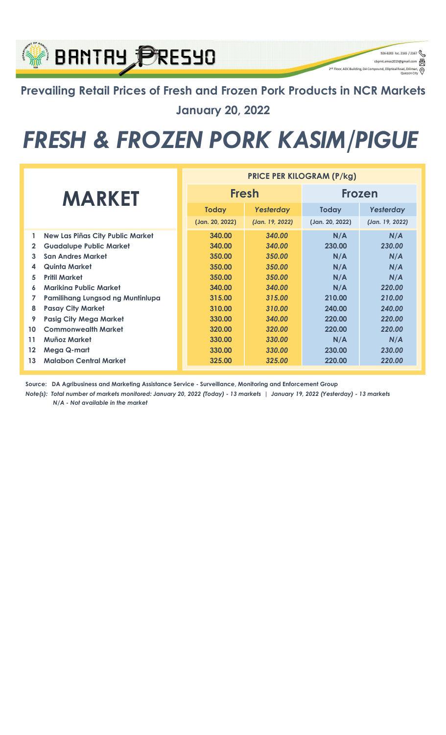BANTAY PRESYO

926-8203 loc. 2165 / 2167
cbpmt.amas2019@gmail.com
2nd Floor, ADC Building, DA Compound, Elliptical Road, Diliman, Quezon City

## Prevailing Retail Prices of Fresh and Frozen Pork Products in NCR Markets

## January 20, 2022

# *FRESH & FROZEN PORK KASIM/PIGUE*

| | MARKET | PRICE PER KILOGRAM (P/kg) | | | |
|---|---|---|---|---|---|
| | | **Fresh** | | **Frozen** | |
| | | **Today** | ***Yesterday*** | **Today** | ***Yesterday*** |
| | | (Jan. 20, 2022) | *(Jan. 19, 2022)* | (Jan. 20, 2022) | *(Jan. 19, 2022)* |
| 1 | New Las Piñas City Public Market | 340.00 | *340.00* | N/A | *N/A* |
| 2 | Guadalupe Public Market | 340.00 | *340.00* | 230.00 | *230.00* |
| 3 | San Andres Market | 350.00 | *350.00* | N/A | *N/A* |
| 4 | Quinta Market | 350.00 | *350.00* | N/A | *N/A* |
| 5 | Pritil Market | 350.00 | *350.00* | N/A | *N/A* |
| 6 | Marikina Public Market | 340.00 | *340.00* | N/A | *220.00* |
| 7 | Pamilihang Lungsod ng Muntinlupa | 315.00 | *315.00* | 210.00 | *210.00* |
| 8 | Pasay City Market | 310.00 | *310.00* | 240.00 | *240.00* |
| 9 | Pasig City Mega Market | 330.00 | *340.00* | 220.00 | *220.00* |
| 10 | Commonwealth Market | 320.00 | *320.00* | 220.00 | *220.00* |
| 11 | Muñoz Market | 330.00 | *330.00* | N/A | *N/A* |
| 12 | Mega Q-mart | 330.00 | *330.00* | 230.00 | *230.00* |
| 13 | Malabon Central Market | 325.00 | *325.00* | 220.00 | *220.00* |

**Source: DA Agribusiness and Marketing Assistance Service - Surveillance, Monitoring and Enforcement Group**

***Note(s): Total number of markets monitored: January 20, 2022 (Today) - 13 markets | January 19, 2022 (Yesterday) - 13 markets***
***N/A - Not available in the market***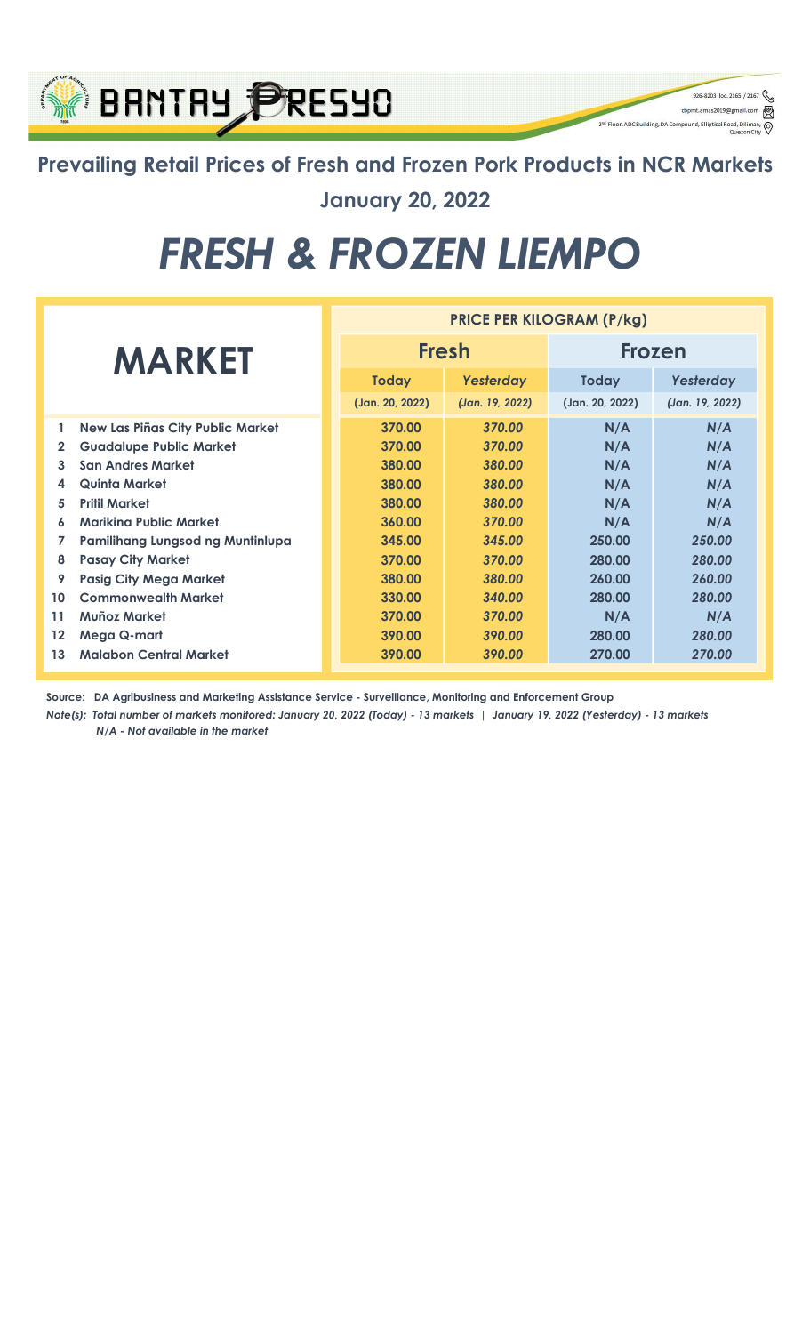BANTAY PRESYO

926-8203 loc. 2165 / 2167
cbpmt.amas2019@gmail.com
2nd Floor, ADC Building, DA Compound, Elliptical Road, Diliman, Quezon City

## Prevailing Retail Prices of Fresh and Frozen Pork Products in NCR Markets

## January 20, 2022

# *FRESH & FROZEN LIEMPO*

| | MARKET | PRICE PER KILOGRAM (P/kg) | | | |
|---|---|---|---|---|---|
| | | Fresh | | Frozen | |
| | | Today | *Yesterday* | Today | *Yesterday* |
| | | (Jan. 20, 2022) | *(Jan. 19, 2022)* | (Jan. 20, 2022) | *(Jan. 19, 2022)* |
| 1 | New Las Piñas City Public Market | 370.00 | *370.00* | N/A | *N/A* |
| 2 | Guadalupe Public Market | 370.00 | *370.00* | N/A | *N/A* |
| 3 | San Andres Market | 380.00 | *380.00* | N/A | *N/A* |
| 4 | Quinta Market | 380.00 | *380.00* | N/A | *N/A* |
| 5 | Pritil Market | 380.00 | *380.00* | N/A | *N/A* |
| 6 | Marikina Public Market | 360.00 | *370.00* | N/A | *N/A* |
| 7 | Pamilihang Lungsod ng Muntinlupa | 345.00 | *345.00* | 250.00 | *250.00* |
| 8 | Pasay City Market | 370.00 | *370.00* | 280.00 | *280.00* |
| 9 | Pasig City Mega Market | 380.00 | *380.00* | 260.00 | *260.00* |
| 10 | Commonwealth Market | 330.00 | *340.00* | 280.00 | *280.00* |
| 11 | Muñoz Market | 370.00 | *370.00* | N/A | *N/A* |
| 12 | Mega Q-mart | 390.00 | *390.00* | 280.00 | *280.00* |
| 13 | Malabon Central Market | 390.00 | *390.00* | 270.00 | *270.00* |

**Source: DA Agribusiness and Marketing Assistance Service - Surveillance, Monitoring and Enforcement Group**

***Note(s): Total number of markets monitored: January 20, 2022 (Today) - 13 markets | January 19, 2022 (Yesterday) - 13 markets***
***N/A - Not available in the market***